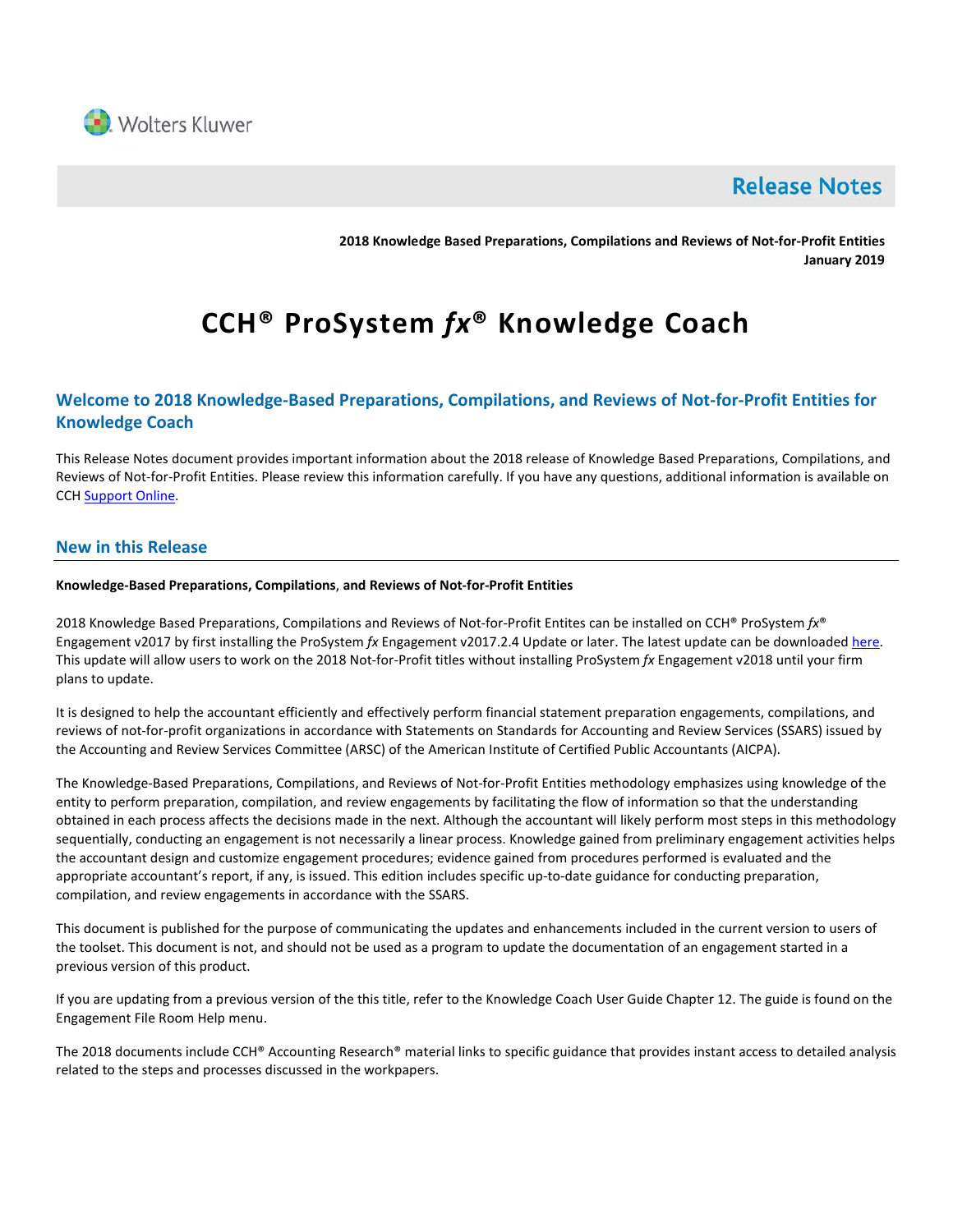Wolters Kluwer

# Release Notes

**2018 Knowledge Based Preparations, Compilations and Reviews of Not-for-Profit Entities**
**January 2019**

# CCH® ProSystem *fx*® Knowledge Coach

## Welcome to 2018 Knowledge-Based Preparations, Compilations, and Reviews of Not-for-Profit Entities for Knowledge Coach

This Release Notes document provides important information about the 2018 release of Knowledge Based Preparations, Compilations, and Reviews of Not-for-Profit Entities. Please review this information carefully. If you have any questions, additional information is available on CCH Support Online.

## New in this Release

**Knowledge-Based Preparations, Compilations, and Reviews of Not-for-Profit Entities**

2018 Knowledge Based Preparations, Compilations and Reviews of Not-for-Profit Entites can be installed on CCH® ProSystem *fx*® Engagement v2017 by first installing the ProSystem *fx* Engagement v2017.2.4 Update or later. The latest update can be downloaded here. This update will allow users to work on the 2018 Not-for-Profit titles without installing ProSystem *fx* Engagement v2018 until your firm plans to update.

It is designed to help the accountant efficiently and effectively perform financial statement preparation engagements, compilations, and reviews of not-for-profit organizations in accordance with Statements on Standards for Accounting and Review Services (SSARS) issued by the Accounting and Review Services Committee (ARSC) of the American Institute of Certified Public Accountants (AICPA).

The Knowledge-Based Preparations, Compilations, and Reviews of Not-for-Profit Entities methodology emphasizes using knowledge of the entity to perform preparation, compilation, and review engagements by facilitating the flow of information so that the understanding obtained in each process affects the decisions made in the next. Although the accountant will likely perform most steps in this methodology sequentially, conducting an engagement is not necessarily a linear process. Knowledge gained from preliminary engagement activities helps the accountant design and customize engagement procedures; evidence gained from procedures performed is evaluated and the appropriate accountant's report, if any, is issued. This edition includes specific up-to-date guidance for conducting preparation, compilation, and review engagements in accordance with the SSARS.

This document is published for the purpose of communicating the updates and enhancements included in the current version to users of the toolset. This document is not, and should not be used as a program to update the documentation of an engagement started in a previous version of this product.

If you are updating from a previous version of the this title, refer to the Knowledge Coach User Guide Chapter 12. The guide is found on the Engagement File Room Help menu.

The 2018 documents include CCH® Accounting Research® material links to specific guidance that provides instant access to detailed analysis related to the steps and processes discussed in the workpapers.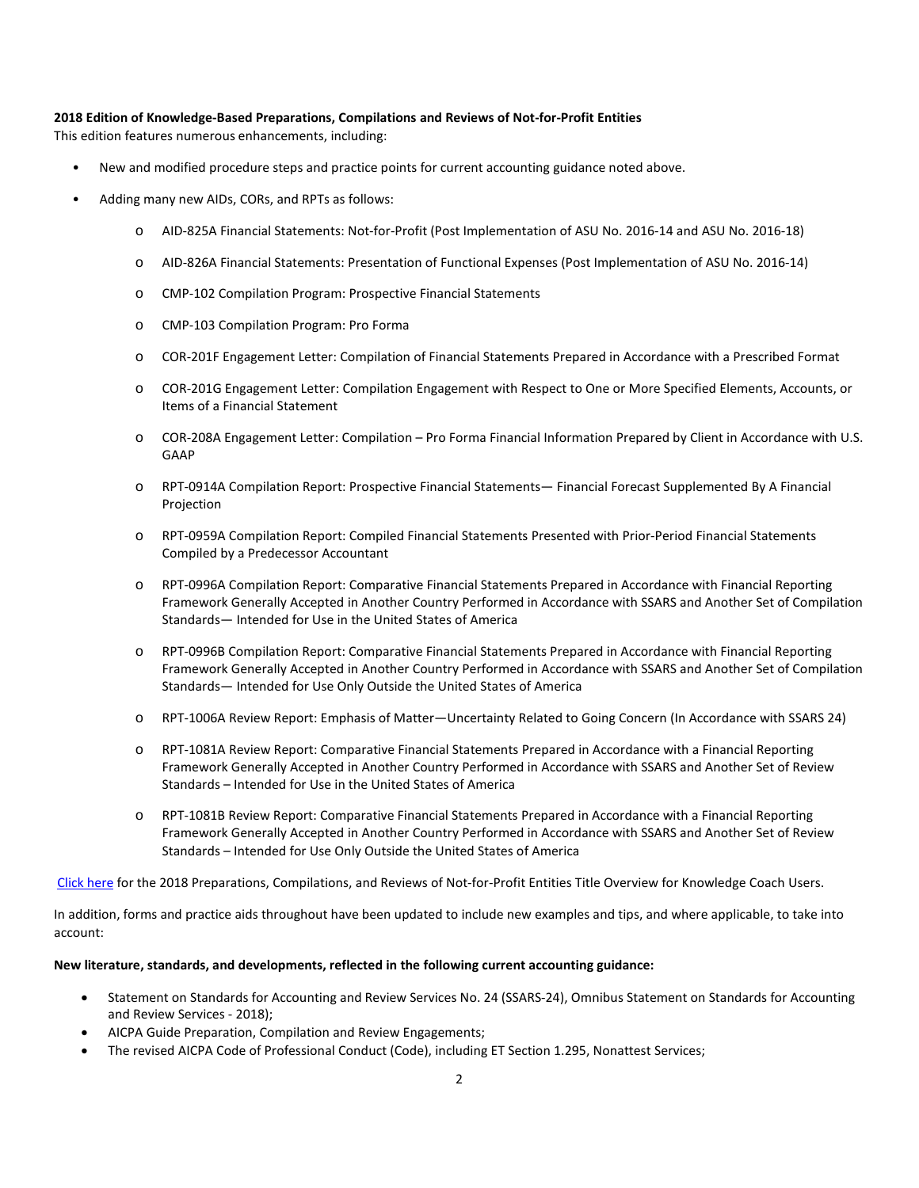**2018 Edition of Knowledge-Based Preparations, Compilations and Reviews of Not-for-Profit Entities**

This edition features numerous enhancements, including:

- New and modified procedure steps and practice points for current accounting guidance noted above.
- Adding many new AIDs, CORs, and RPTs as follows:
    - AID-825A Financial Statements: Not-for-Profit (Post Implementation of ASU No. 2016-14 and ASU No. 2016-18)
    - AID-826A Financial Statements: Presentation of Functional Expenses (Post Implementation of ASU No. 2016-14)
    - CMP-102 Compilation Program: Prospective Financial Statements
    - CMP-103 Compilation Program: Pro Forma
    - COR-201F Engagement Letter: Compilation of Financial Statements Prepared in Accordance with a Prescribed Format
    - COR-201G Engagement Letter: Compilation Engagement with Respect to One or More Specified Elements, Accounts, or Items of a Financial Statement
    - COR-208A Engagement Letter: Compilation – Pro Forma Financial Information Prepared by Client in Accordance with U.S. GAAP
    - RPT-0914A Compilation Report: Prospective Financial Statements— Financial Forecast Supplemented By A Financial Projection
    - RPT-0959A Compilation Report: Compiled Financial Statements Presented with Prior-Period Financial Statements Compiled by a Predecessor Accountant
    - RPT-0996A Compilation Report: Comparative Financial Statements Prepared in Accordance with Financial Reporting Framework Generally Accepted in Another Country Performed in Accordance with SSARS and Another Set of Compilation Standards— Intended for Use in the United States of America
    - RPT-0996B Compilation Report: Comparative Financial Statements Prepared in Accordance with Financial Reporting Framework Generally Accepted in Another Country Performed in Accordance with SSARS and Another Set of Compilation Standards— Intended for Use Only Outside the United States of America
    - RPT-1006A Review Report: Emphasis of Matter—Uncertainty Related to Going Concern (In Accordance with SSARS 24)
    - RPT-1081A Review Report: Comparative Financial Statements Prepared in Accordance with a Financial Reporting Framework Generally Accepted in Another Country Performed in Accordance with SSARS and Another Set of Review Standards – Intended for Use in the United States of America
    - RPT-1081B Review Report: Comparative Financial Statements Prepared in Accordance with a Financial Reporting Framework Generally Accepted in Another Country Performed in Accordance with SSARS and Another Set of Review Standards – Intended for Use Only Outside the United States of America

Click here for the 2018 Preparations, Compilations, and Reviews of Not-for-Profit Entities Title Overview for Knowledge Coach Users.

In addition, forms and practice aids throughout have been updated to include new examples and tips, and where applicable, to take into account:

**New literature, standards, and developments, reflected in the following current accounting guidance:**

- Statement on Standards for Accounting and Review Services No. 24 (SSARS-24), Omnibus Statement on Standards for Accounting and Review Services - 2018);
- AICPA Guide Preparation, Compilation and Review Engagements;
- The revised AICPA Code of Professional Conduct (Code), including ET Section 1.295, Nonattest Services;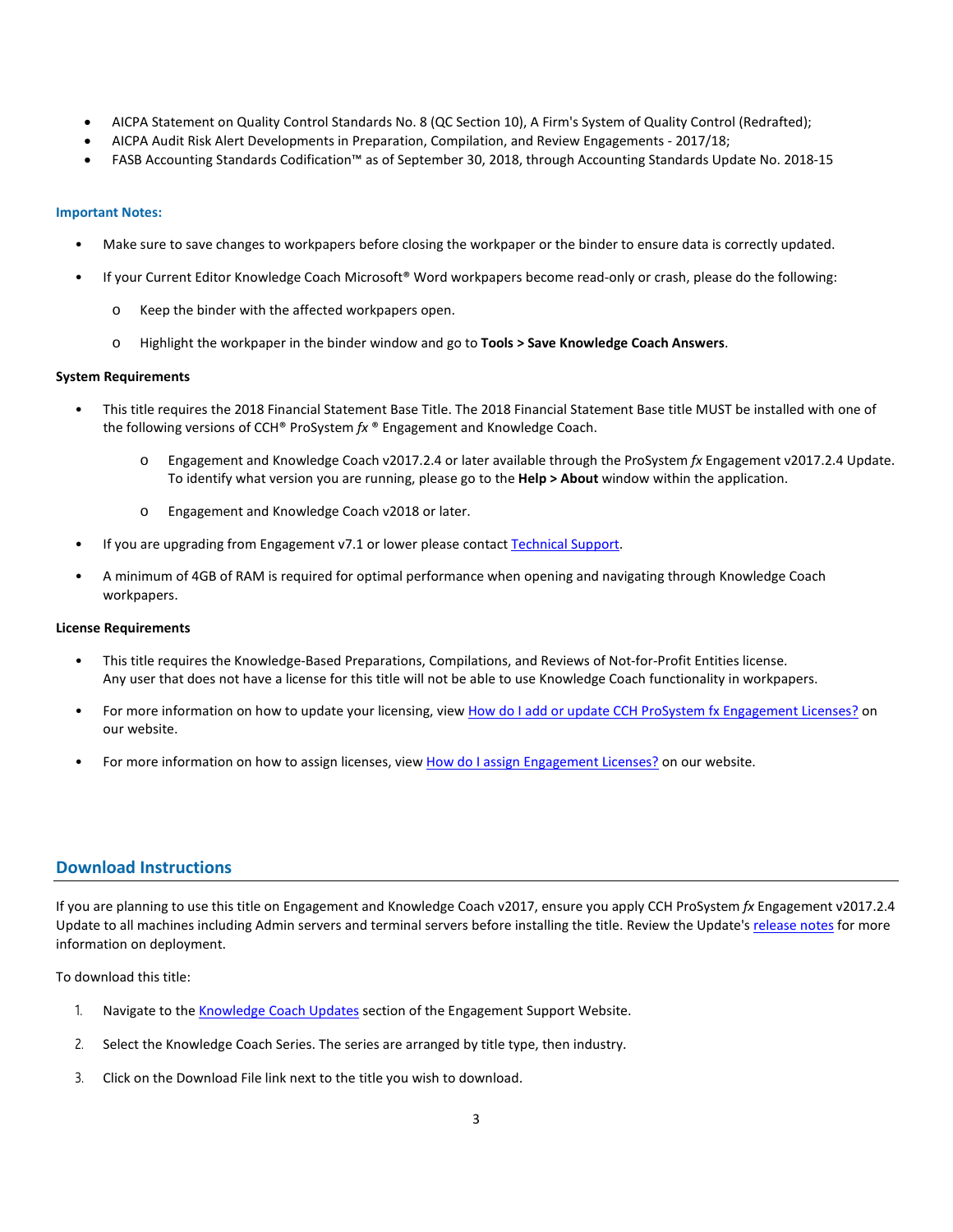- AICPA Statement on Quality Control Standards No. 8 (QC Section 10), A Firm's System of Quality Control (Redrafted);
- AICPA Audit Risk Alert Developments in Preparation, Compilation, and Review Engagements - 2017/18;
- FASB Accounting Standards Codification™ as of September 30, 2018, through Accounting Standards Update No. 2018-15

**Important Notes:**

- Make sure to save changes to workpapers before closing the workpaper or the binder to ensure data is correctly updated.
- If your Current Editor Knowledge Coach Microsoft® Word workpapers become read-only or crash, please do the following:
  - Keep the binder with the affected workpapers open.
  - Highlight the workpaper in the binder window and go to **Tools > Save Knowledge Coach Answers**.

**System Requirements**

- This title requires the 2018 Financial Statement Base Title. The 2018 Financial Statement Base title MUST be installed with one of the following versions of CCH® ProSystem *fx* ® Engagement and Knowledge Coach.
  - Engagement and Knowledge Coach v2017.2.4 or later available through the ProSystem *fx* Engagement v2017.2.4 Update. To identify what version you are running, please go to the **Help > About** window within the application.
  - Engagement and Knowledge Coach v2018 or later.
- If you are upgrading from Engagement v7.1 or lower please contact [Technical Support](#).
- A minimum of 4GB of RAM is required for optimal performance when opening and navigating through Knowledge Coach workpapers.

**License Requirements**

- This title requires the Knowledge-Based Preparations, Compilations, and Reviews of Not-for-Profit Entities license. Any user that does not have a license for this title will not be able to use Knowledge Coach functionality in workpapers.
- For more information on how to update your licensing, view [How do I add or update CCH ProSystem fx Engagement Licenses?](#) on our website.
- For more information on how to assign licenses, view [How do I assign Engagement Licenses?](#) on our website.

## Download Instructions

If you are planning to use this title on Engagement and Knowledge Coach v2017, ensure you apply CCH ProSystem *fx* Engagement v2017.2.4 Update to all machines including Admin servers and terminal servers before installing the title. Review the Update's [release notes](#) for more information on deployment.

To download this title:

1. Navigate to the [Knowledge Coach Updates](#) section of the Engagement Support Website.
2. Select the Knowledge Coach Series. The series are arranged by title type, then industry.
3. Click on the Download File link next to the title you wish to download.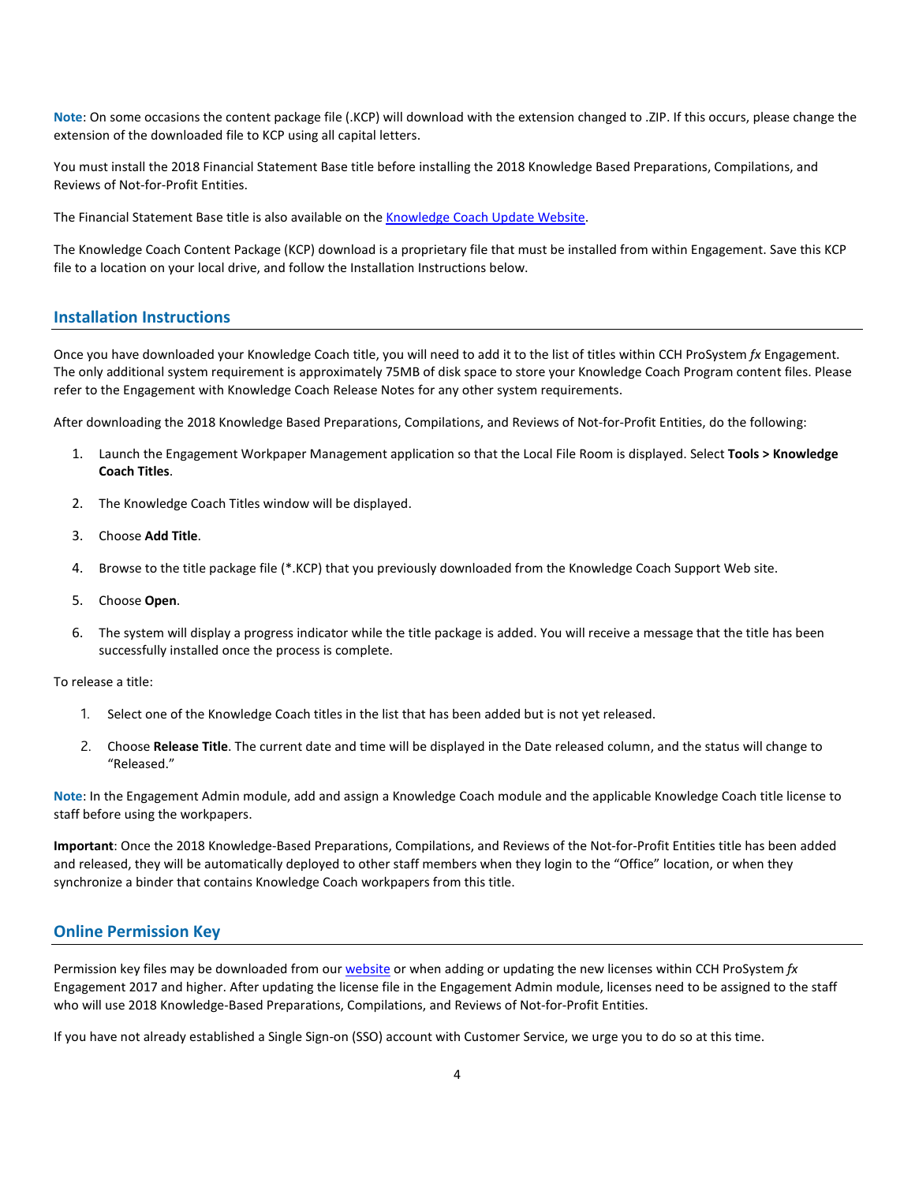**Note**: On some occasions the content package file (.KCP) will download with the extension changed to .ZIP. If this occurs, please change the extension of the downloaded file to KCP using all capital letters.

You must install the 2018 Financial Statement Base title before installing the 2018 Knowledge Based Preparations, Compilations, and Reviews of Not-for-Profit Entities.

The Financial Statement Base title is also available on the [Knowledge Coach Update Website](Knowledge Coach Update Website).

The Knowledge Coach Content Package (KCP) download is a proprietary file that must be installed from within Engagement. Save this KCP file to a location on your local drive, and follow the Installation Instructions below.

## Installation Instructions

Once you have downloaded your Knowledge Coach title, you will need to add it to the list of titles within CCH ProSystem *fx* Engagement. The only additional system requirement is approximately 75MB of disk space to store your Knowledge Coach Program content files. Please refer to the Engagement with Knowledge Coach Release Notes for any other system requirements.

After downloading the 2018 Knowledge Based Preparations, Compilations, and Reviews of Not-for-Profit Entities, do the following:

1. Launch the Engagement Workpaper Management application so that the Local File Room is displayed. Select **Tools > Knowledge Coach Titles**.
2. The Knowledge Coach Titles window will be displayed.
3. Choose **Add Title**.
4. Browse to the title package file (*.KCP) that you previously downloaded from the Knowledge Coach Support Web site.
5. Choose **Open**.
6. The system will display a progress indicator while the title package is added. You will receive a message that the title has been successfully installed once the process is complete.

To release a title:

1. Select one of the Knowledge Coach titles in the list that has been added but is not yet released.
2. Choose **Release Title**. The current date and time will be displayed in the Date released column, and the status will change to "Released."

**Note**: In the Engagement Admin module, add and assign a Knowledge Coach module and the applicable Knowledge Coach title license to staff before using the workpapers.

**Important**: Once the 2018 Knowledge-Based Preparations, Compilations, and Reviews of the Not-for-Profit Entities title has been added and released, they will be automatically deployed to other staff members when they login to the "Office" location, or when they synchronize a binder that contains Knowledge Coach workpapers from this title.

## Online Permission Key

Permission key files may be downloaded from our [website](website) or when adding or updating the new licenses within CCH ProSystem *fx* Engagement 2017 and higher. After updating the license file in the Engagement Admin module, licenses need to be assigned to the staff who will use 2018 Knowledge-Based Preparations, Compilations, and Reviews of Not-for-Profit Entities.

If you have not already established a Single Sign-on (SSO) account with Customer Service, we urge you to do so at this time.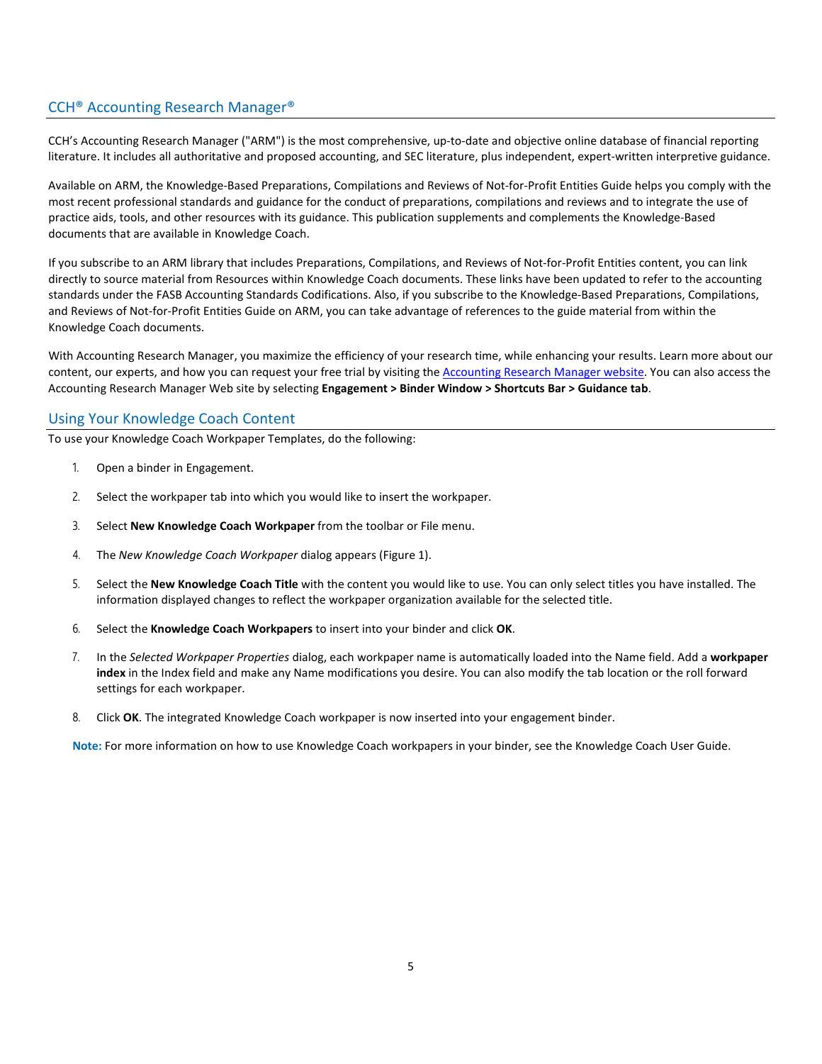## CCH® Accounting Research Manager®

CCH's Accounting Research Manager ("ARM") is the most comprehensive, up-to-date and objective online database of financial reporting literature. It includes all authoritative and proposed accounting, and SEC literature, plus independent, expert-written interpretive guidance.

Available on ARM, the Knowledge-Based Preparations, Compilations and Reviews of Not-for-Profit Entities Guide helps you comply with the most recent professional standards and guidance for the conduct of preparations, compilations and reviews and to integrate the use of practice aids, tools, and other resources with its guidance. This publication supplements and complements the Knowledge-Based documents that are available in Knowledge Coach.

If you subscribe to an ARM library that includes Preparations, Compilations, and Reviews of Not-for-Profit Entities content, you can link directly to source material from Resources within Knowledge Coach documents. These links have been updated to refer to the accounting standards under the FASB Accounting Standards Codifications. Also, if you subscribe to the Knowledge-Based Preparations, Compilations, and Reviews of Not-for-Profit Entities Guide on ARM, you can take advantage of references to the guide material from within the Knowledge Coach documents.

With Accounting Research Manager, you maximize the efficiency of your research time, while enhancing your results. Learn more about our content, our experts, and how you can request your free trial by visiting the Accounting Research Manager website. You can also access the Accounting Research Manager Web site by selecting **Engagement > Binder Window > Shortcuts Bar > Guidance tab**.

## Using Your Knowledge Coach Content

To use your Knowledge Coach Workpaper Templates, do the following:

1. Open a binder in Engagement.
2. Select the workpaper tab into which you would like to insert the workpaper.
3. Select **New Knowledge Coach Workpaper** from the toolbar or File menu.
4. The *New Knowledge Coach Workpaper* dialog appears (Figure 1).
5. Select the **New Knowledge Coach Title** with the content you would like to use. You can only select titles you have installed. The information displayed changes to reflect the workpaper organization available for the selected title.
6. Select the **Knowledge Coach Workpapers** to insert into your binder and click **OK**.
7. In the *Selected Workpaper Properties* dialog, each workpaper name is automatically loaded into the Name field. Add a **workpaper index** in the Index field and make any Name modifications you desire. You can also modify the tab location or the roll forward settings for each workpaper.
8. Click **OK**. The integrated Knowledge Coach workpaper is now inserted into your engagement binder.

**Note:** For more information on how to use Knowledge Coach workpapers in your binder, see the Knowledge Coach User Guide.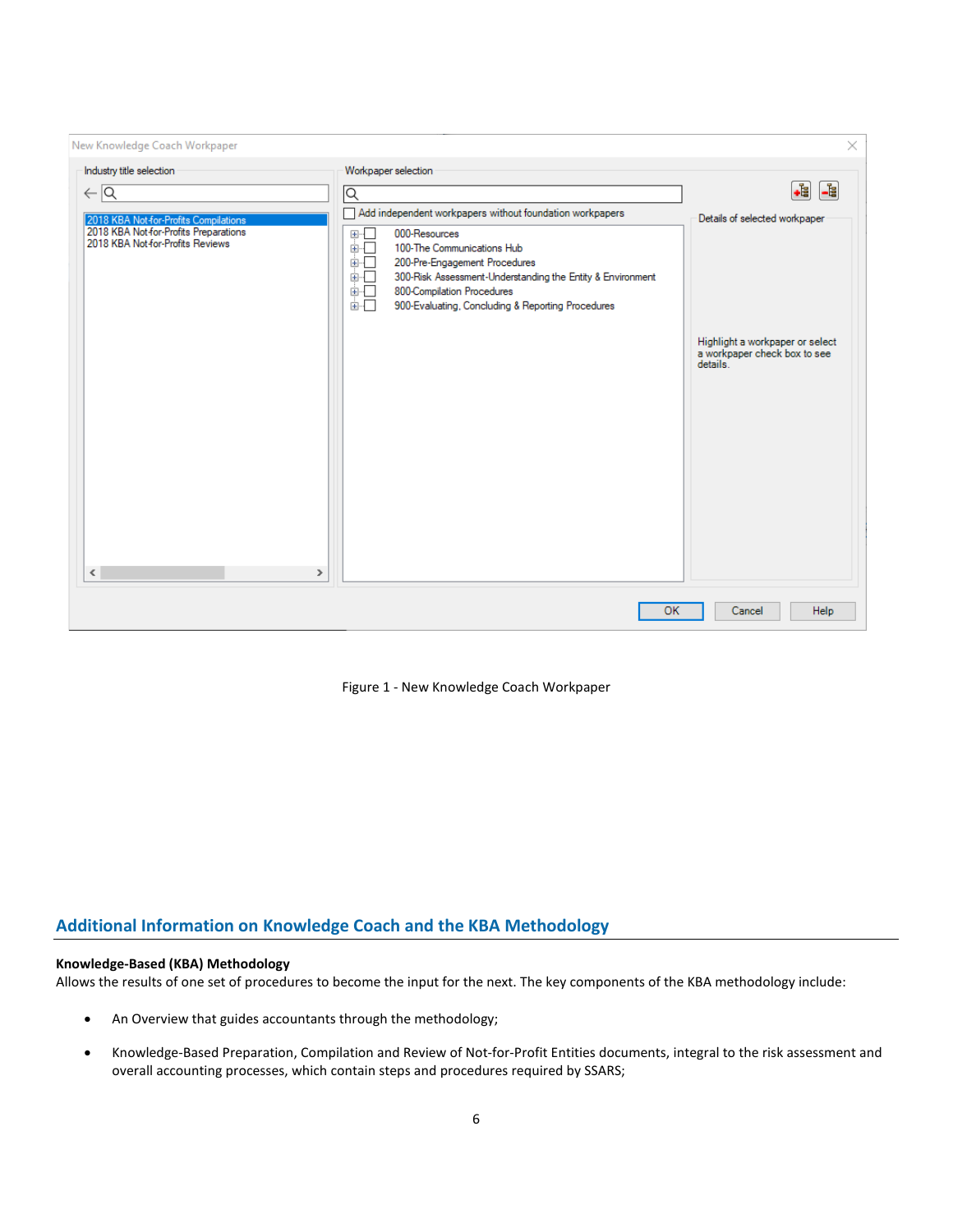Figure 1 - New Knowledge Coach Workpaper

## Additional Information on Knowledge Coach and the KBA Methodology

**Knowledge-Based (KBA) Methodology**
Allows the results of one set of procedures to become the input for the next. The key components of the KBA methodology include:

- An Overview that guides accountants through the methodology;
- Knowledge-Based Preparation, Compilation and Review of Not-for-Profit Entities documents, integral to the risk assessment and overall accounting processes, which contain steps and procedures required by SSARS;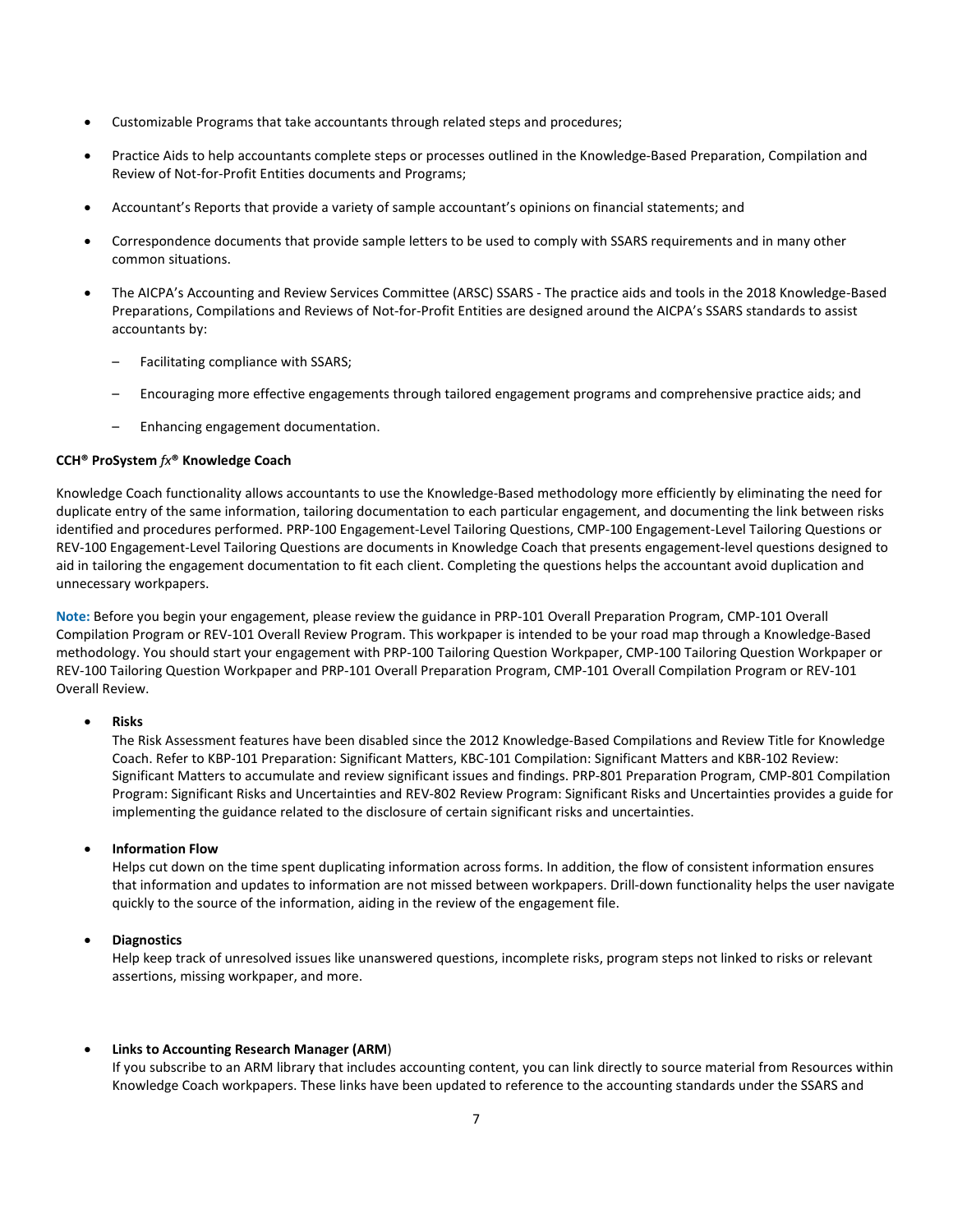- Customizable Programs that take accountants through related steps and procedures;
- Practice Aids to help accountants complete steps or processes outlined in the Knowledge-Based Preparation, Compilation and Review of Not-for-Profit Entities documents and Programs;
- Accountant's Reports that provide a variety of sample accountant's opinions on financial statements; and
- Correspondence documents that provide sample letters to be used to comply with SSARS requirements and in many other common situations.
- The AICPA's Accounting and Review Services Committee (ARSC) SSARS - The practice aids and tools in the 2018 Knowledge-Based Preparations, Compilations and Reviews of Not-for-Profit Entities are designed around the AICPA's SSARS standards to assist accountants by:
  - Facilitating compliance with SSARS;
  - Encouraging more effective engagements through tailored engagement programs and comprehensive practice aids; and
  - Enhancing engagement documentation.

**CCH® ProSystem *fx*® Knowledge Coach**

Knowledge Coach functionality allows accountants to use the Knowledge-Based methodology more efficiently by eliminating the need for duplicate entry of the same information, tailoring documentation to each particular engagement, and documenting the link between risks identified and procedures performed. PRP-100 Engagement-Level Tailoring Questions, CMP-100 Engagement-Level Tailoring Questions or REV-100 Engagement-Level Tailoring Questions are documents in Knowledge Coach that presents engagement-level questions designed to aid in tailoring the engagement documentation to fit each client. Completing the questions helps the accountant avoid duplication and unnecessary workpapers.

**Note:** Before you begin your engagement, please review the guidance in PRP-101 Overall Preparation Program, CMP-101 Overall Compilation Program or REV-101 Overall Review Program. This workpaper is intended to be your road map through a Knowledge-Based methodology. You should start your engagement with PRP-100 Tailoring Question Workpaper, CMP-100 Tailoring Question Workpaper or REV-100 Tailoring Question Workpaper and PRP-101 Overall Preparation Program, CMP-101 Overall Compilation Program or REV-101 Overall Review.

- **Risks**
  The Risk Assessment features have been disabled since the 2012 Knowledge-Based Compilations and Review Title for Knowledge Coach. Refer to KBP-101 Preparation: Significant Matters, KBC-101 Compilation: Significant Matters and KBR-102 Review: Significant Matters to accumulate and review significant issues and findings. PRP-801 Preparation Program, CMP-801 Compilation Program: Significant Risks and Uncertainties and REV-802 Review Program: Significant Risks and Uncertainties provides a guide for implementing the guidance related to the disclosure of certain significant risks and uncertainties.

- **Information Flow**
  Helps cut down on the time spent duplicating information across forms. In addition, the flow of consistent information ensures that information and updates to information are not missed between workpapers. Drill-down functionality helps the user navigate quickly to the source of the information, aiding in the review of the engagement file.

- **Diagnostics**
  Help keep track of unresolved issues like unanswered questions, incomplete risks, program steps not linked to risks or relevant assertions, missing workpaper, and more.

- **Links to Accounting Research Manager (ARM)**
  If you subscribe to an ARM library that includes accounting content, you can link directly to source material from Resources within Knowledge Coach workpapers. These links have been updated to reference to the accounting standards under the SSARS and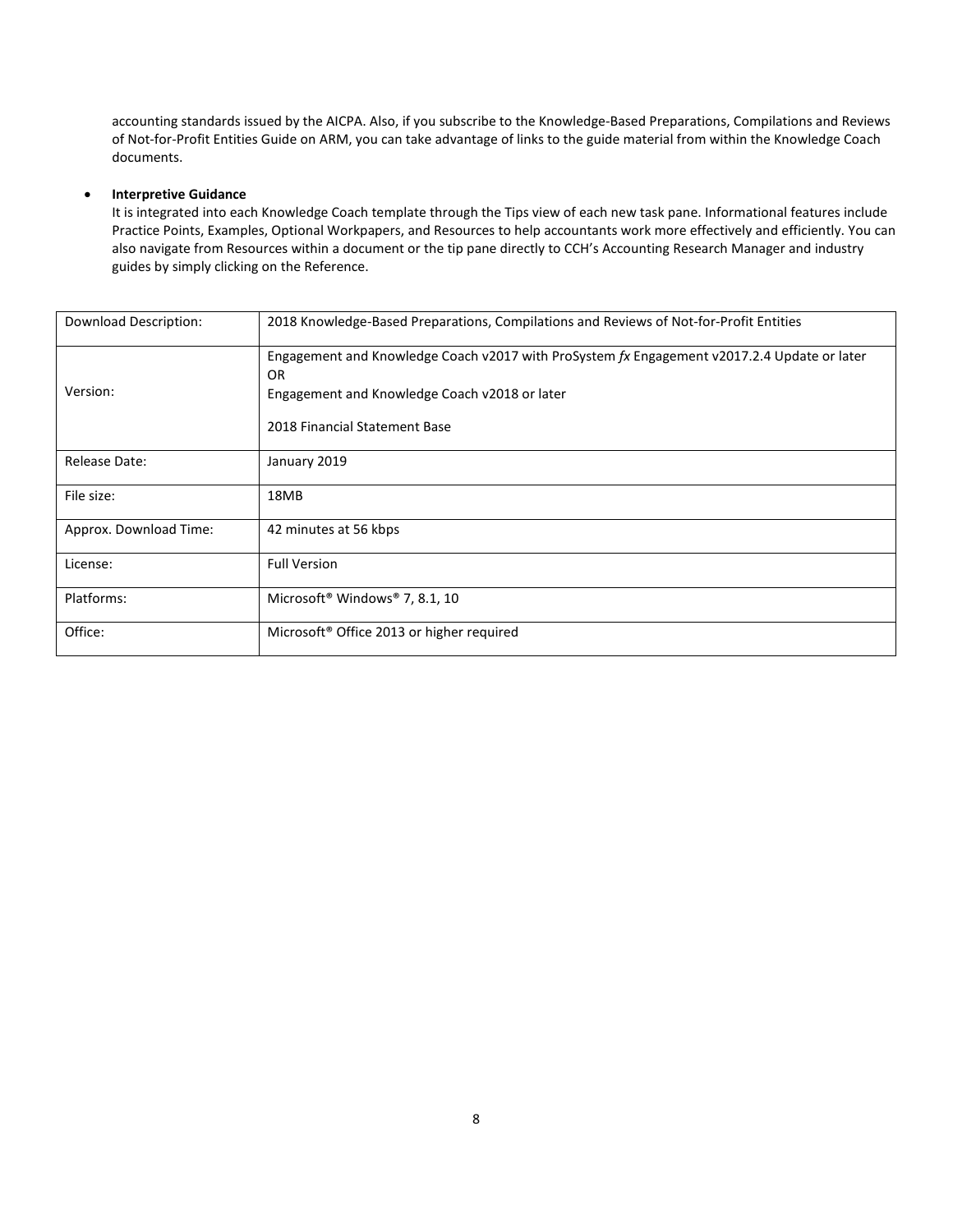accounting standards issued by the AICPA. Also, if you subscribe to the Knowledge-Based Preparations, Compilations and Reviews of Not-for-Profit Entities Guide on ARM, you can take advantage of links to the guide material from within the Knowledge Coach documents.

- **Interpretive Guidance**
  It is integrated into each Knowledge Coach template through the Tips view of each new task pane. Informational features include Practice Points, Examples, Optional Workpapers, and Resources to help accountants work more effectively and efficiently. You can also navigate from Resources within a document or the tip pane directly to CCH's Accounting Research Manager and industry guides by simply clicking on the Reference.

| | |
|---|---|
| Download Description: | 2018 Knowledge-Based Preparations, Compilations and Reviews of Not-for-Profit Entities |
| Version: | Engagement and Knowledge Coach v2017 with ProSystem *fx* Engagement v2017.2.4 Update or later<br>OR<br>Engagement and Knowledge Coach v2018 or later<br><br>2018 Financial Statement Base |
| Release Date: | January 2019 |
| File size: | 18MB |
| Approx. Download Time: | 42 minutes at 56 kbps |
| License: | Full Version |
| Platforms: | Microsoft® Windows® 7, 8.1, 10 |
| Office: | Microsoft® Office 2013 or higher required |